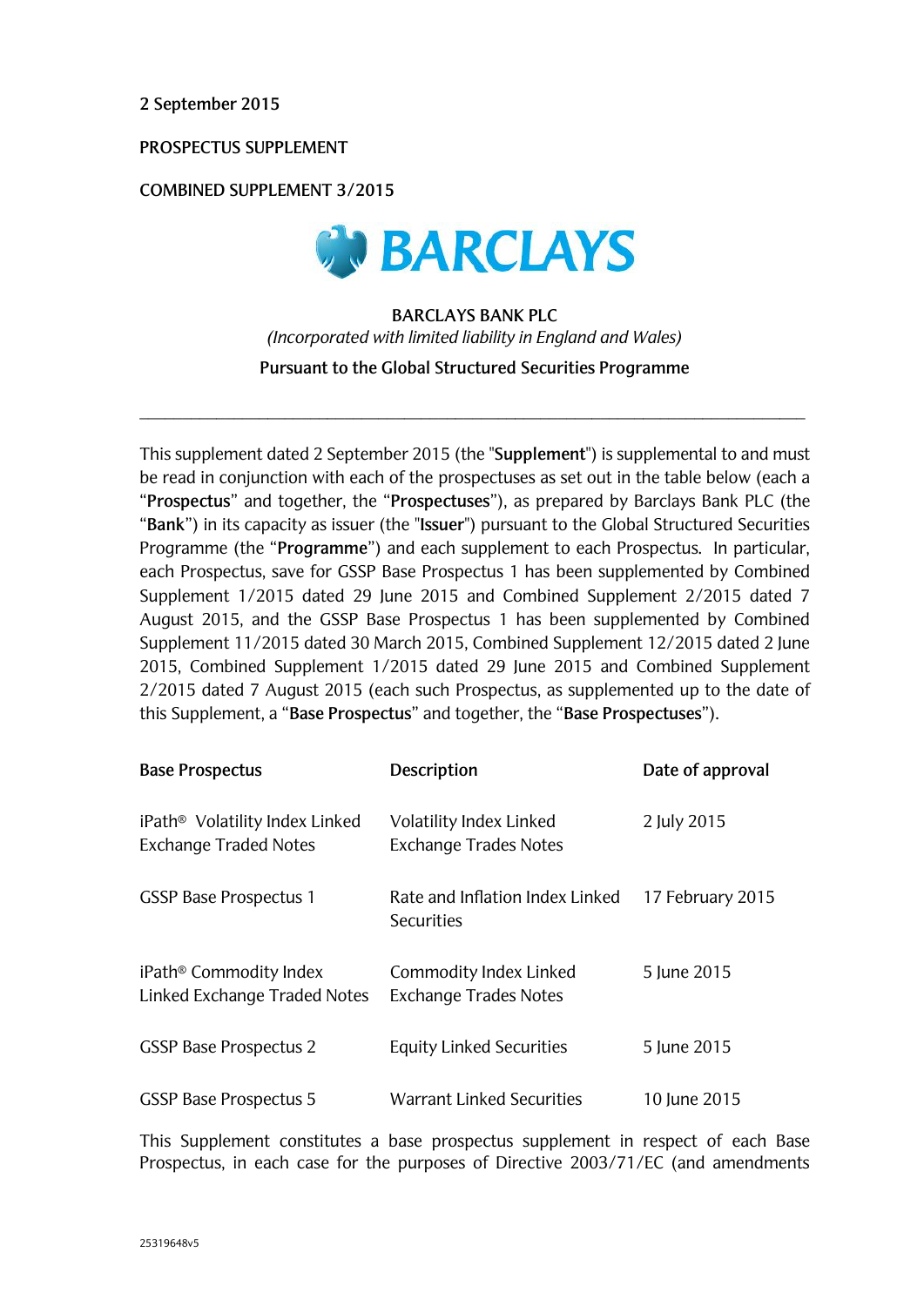2 September 2015

PROSPECTUS SUPPLEMENT

COMBINED SUPPLEMENT 3/2015

BARCLAYS

**BARCLAYS BANK PLC**

*(Incorporated with limited liability in England and Wales)*

**Pursuant to the Global Structured Securities Programme**

---

This supplement dated 2 September 2015 (the "**Supplement**") is supplemental to and must be read in conjunction with each of the prospectuses as set out in the table below (each a "**Prospectus**" and together, the "**Prospectuses**"), as prepared by Barclays Bank PLC (the "**Bank**") in its capacity as issuer (the "**Issuer**") pursuant to the Global Structured Securities Programme (the "**Programme**") and each supplement to each Prospectus. In particular, each Prospectus, save for GSSP Base Prospectus 1 has been supplemented by Combined Supplement 1/2015 dated 29 June 2015 and Combined Supplement 2/2015 dated 7 August 2015, and the GSSP Base Prospectus 1 has been supplemented by Combined Supplement 11/2015 dated 30 March 2015, Combined Supplement 12/2015 dated 2 June 2015, Combined Supplement 1/2015 dated 29 June 2015 and Combined Supplement 2/2015 dated 7 August 2015 (each such Prospectus, as supplemented up to the date of this Supplement, a "**Base Prospectus**" and together, the "**Base Prospectuses**").

| Base Prospectus | Description | Date of approval |
|---|---|---|
| iPath® Volatility Index Linked Exchange Traded Notes | Volatility Index Linked Exchange Trades Notes | 2 July 2015 |
| GSSP Base Prospectus 1 | Rate and Inflation Index Linked Securities | 17 February 2015 |
| iPath® Commodity Index Linked Exchange Traded Notes | Commodity Index Linked Exchange Trades Notes | 5 June 2015 |
| GSSP Base Prospectus 2 | Equity Linked Securities | 5 June 2015 |
| GSSP Base Prospectus 5 | Warrant Linked Securities | 10 June 2015 |

This Supplement constitutes a base prospectus supplement in respect of each Base Prospectus, in each case for the purposes of Directive 2003/71/EC (and amendments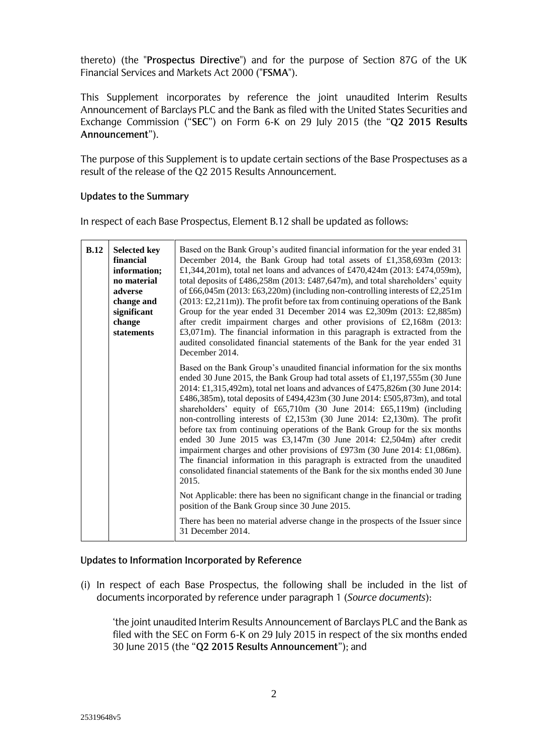thereto) (the "**Prospectus Directive**") and for the purpose of Section 87G of the UK Financial Services and Markets Act 2000 ("**FSMA**").

This Supplement incorporates by reference the joint unaudited Interim Results Announcement of Barclays PLC and the Bank as filed with the United States Securities and Exchange Commission ("**SEC**") on Form 6-K on 29 July 2015 (the "**Q2 2015 Results Announcement**").

The purpose of this Supplement is to update certain sections of the Base Prospectuses as a result of the release of the Q2 2015 Results Announcement.

### Updates to the Summary

In respect of each Base Prospectus, Element B.12 shall be updated as follows:

| | | |
|---|---|---|
| **B.12** | **Selected key financial information; no material adverse change and significant change statements** | Based on the Bank Group's audited financial information for the year ended 31 December 2014, the Bank Group had total assets of £1,358,693m (2013: £1,344,201m), total net loans and advances of £470,424m (2013: £474,059m), total deposits of £486,258m (2013: £487,647m), and total shareholders' equity of £66,045m (2013: £63,220m) (including non-controlling interests of £2,251m (2013: £2,211m)). The profit before tax from continuing operations of the Bank Group for the year ended 31 December 2014 was £2,309m (2013: £2,885m) after credit impairment charges and other provisions of £2,168m (2013: £3,071m). The financial information in this paragraph is extracted from the audited consolidated financial statements of the Bank for the year ended 31 December 2014. |
| | | Based on the Bank Group's unaudited financial information for the six months ended 30 June 2015, the Bank Group had total assets of £1,197,555m (30 June 2014: £1,315,492m), total net loans and advances of £475,826m (30 June 2014: £486,385m), total deposits of £494,423m (30 June 2014: £505,873m), and total shareholders' equity of £65,710m (30 June 2014: £65,119m) (including non-controlling interests of £2,153m (30 June 2014: £2,130m). The profit before tax from continuing operations of the Bank Group for the six months ended 30 June 2015 was £3,147m (30 June 2014: £2,504m) after credit impairment charges and other provisions of £973m (30 June 2014: £1,086m). The financial information in this paragraph is extracted from the unaudited consolidated financial statements of the Bank for the six months ended 30 June 2015. |
| | | Not Applicable: there has been no significant change in the financial or trading position of the Bank Group since 30 June 2015. |
| | | There has been no material adverse change in the prospects of the Issuer since 31 December 2014. |

### Updates to Information Incorporated by Reference

(i) In respect of each Base Prospectus, the following shall be included in the list of documents incorporated by reference under paragraph 1 (*Source documents*):

'the joint unaudited Interim Results Announcement of Barclays PLC and the Bank as filed with the SEC on Form 6-K on 29 July 2015 in respect of the six months ended 30 June 2015 (the "**Q2 2015 Results Announcement**"); and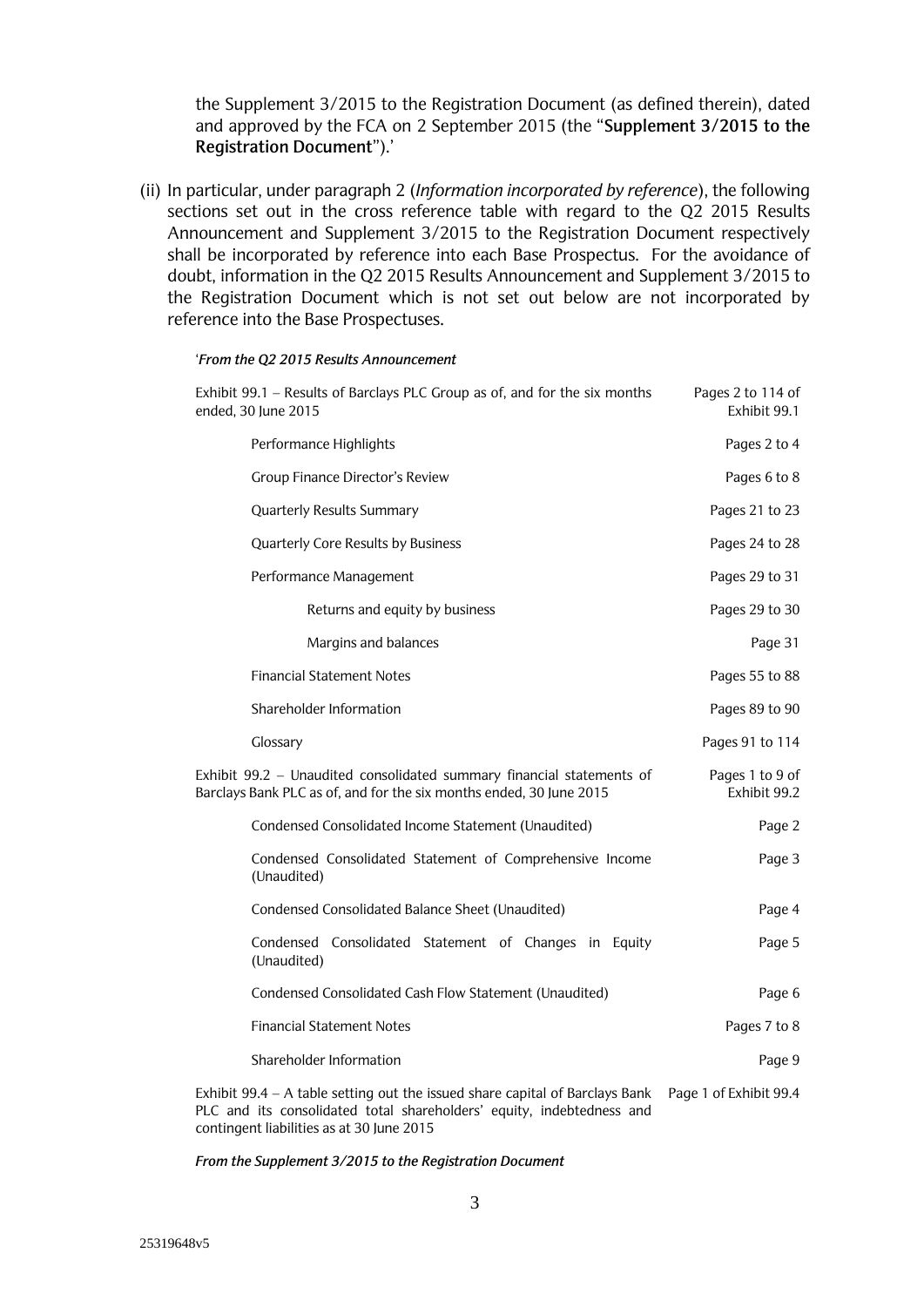the Supplement 3/2015 to the Registration Document (as defined therein), dated and approved by the FCA on 2 September 2015 (the "**Supplement 3/2015 to the Registration Document**").'

(ii) In particular, under paragraph 2 (*Information incorporated by reference*), the following sections set out in the cross reference table with regard to the Q2 2015 Results Announcement and Supplement 3/2015 to the Registration Document respectively shall be incorporated by reference into each Base Prospectus. For the avoidance of doubt, information in the Q2 2015 Results Announcement and Supplement 3/2015 to the Registration Document which is not set out below are not incorporated by reference into the Base Prospectuses.

'***From the Q2 2015 Results Announcement***

| | |
|---|---|
| Exhibit 99.1 – Results of Barclays PLC Group as of, and for the six months ended, 30 June 2015 | Pages 2 to 114 of Exhibit 99.1 |
| Performance Highlights | Pages 2 to 4 |
| Group Finance Director's Review | Pages 6 to 8 |
| Quarterly Results Summary | Pages 21 to 23 |
| Quarterly Core Results by Business | Pages 24 to 28 |
| Performance Management | Pages 29 to 31 |
| Returns and equity by business | Pages 29 to 30 |
| Margins and balances | Page 31 |
| Financial Statement Notes | Pages 55 to 88 |
| Shareholder Information | Pages 89 to 90 |
| Glossary | Pages 91 to 114 |
| Exhibit 99.2 – Unaudited consolidated summary financial statements of Barclays Bank PLC as of, and for the six months ended, 30 June 2015 | Pages 1 to 9 of Exhibit 99.2 |
| Condensed Consolidated Income Statement (Unaudited) | Page 2 |
| Condensed Consolidated Statement of Comprehensive Income (Unaudited) | Page 3 |
| Condensed Consolidated Balance Sheet (Unaudited) | Page 4 |
| Condensed Consolidated Statement of Changes in Equity (Unaudited) | Page 5 |
| Condensed Consolidated Cash Flow Statement (Unaudited) | Page 6 |
| Financial Statement Notes | Pages 7 to 8 |
| Shareholder Information | Page 9 |
| Exhibit 99.4 – A table setting out the issued share capital of Barclays Bank PLC and its consolidated total shareholders' equity, indebtedness and contingent liabilities as at 30 June 2015 | Page 1 of Exhibit 99.4 |

***From the Supplement 3/2015 to the Registration Document***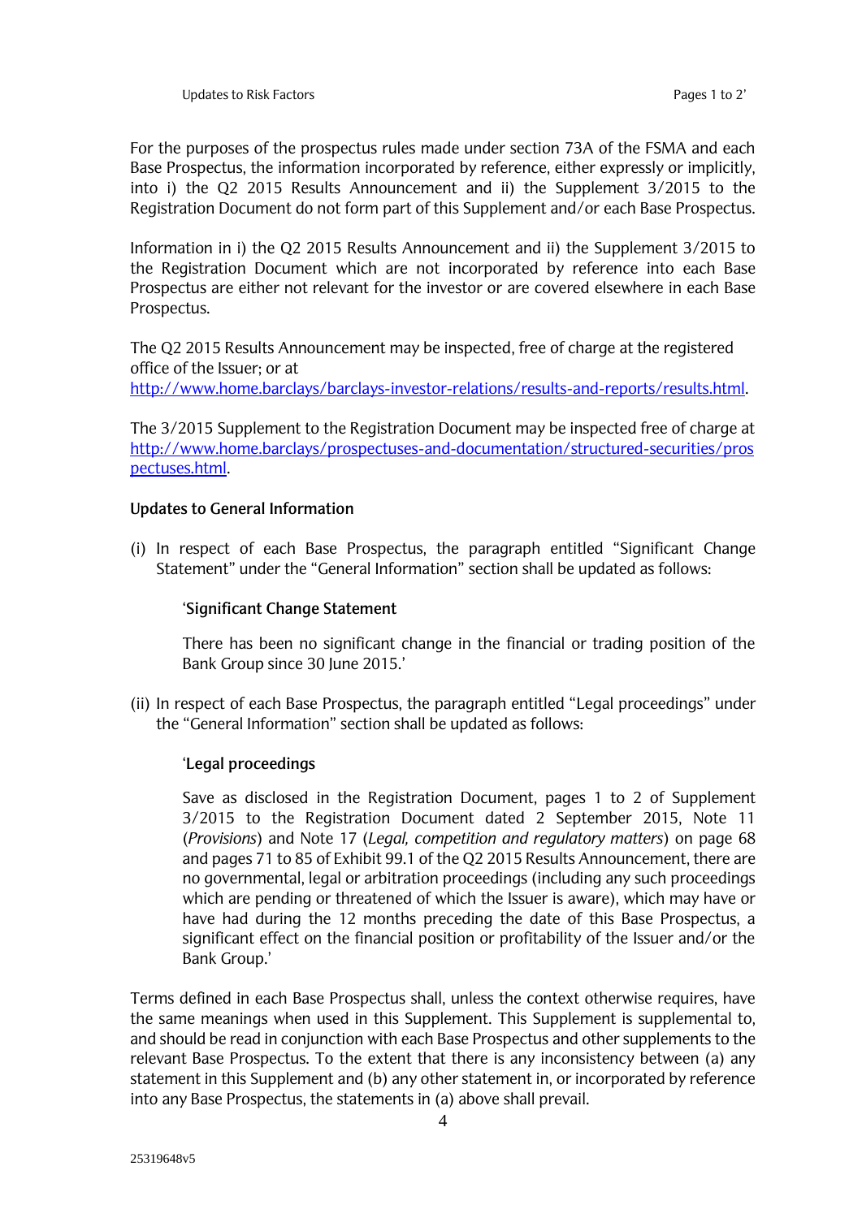Updates to Risk Factors Pages 1 to 2'

For the purposes of the prospectus rules made under section 73A of the FSMA and each Base Prospectus, the information incorporated by reference, either expressly or implicitly, into i) the Q2 2015 Results Announcement and ii) the Supplement 3/2015 to the Registration Document do not form part of this Supplement and/or each Base Prospectus.

Information in i) the Q2 2015 Results Announcement and ii) the Supplement 3/2015 to the Registration Document which are not incorporated by reference into each Base Prospectus are either not relevant for the investor or are covered elsewhere in each Base Prospectus.

The Q2 2015 Results Announcement may be inspected, free of charge at the registered office of the Issuer; or at http://www.home.barclays/barclays-investor-relations/results-and-reports/results.html.

The 3/2015 Supplement to the Registration Document may be inspected free of charge at http://www.home.barclays/prospectuses-and-documentation/structured-securities/prospectuses.html.

**Updates to General Information**

(i) In respect of each Base Prospectus, the paragraph entitled "Significant Change Statement" under the "General Information" section shall be updated as follows:

> '**Significant Change Statement**
>
> There has been no significant change in the financial or trading position of the Bank Group since 30 June 2015.'

(ii) In respect of each Base Prospectus, the paragraph entitled "Legal proceedings" under the "General Information" section shall be updated as follows:

> '**Legal proceedings**
>
> Save as disclosed in the Registration Document, pages 1 to 2 of Supplement 3/2015 to the Registration Document dated 2 September 2015, Note 11 (*Provisions*) and Note 17 (*Legal, competition and regulatory matters*) on page 68 and pages 71 to 85 of Exhibit 99.1 of the Q2 2015 Results Announcement, there are no governmental, legal or arbitration proceedings (including any such proceedings which are pending or threatened of which the Issuer is aware), which may have or have had during the 12 months preceding the date of this Base Prospectus, a significant effect on the financial position or profitability of the Issuer and/or the Bank Group.'

Terms defined in each Base Prospectus shall, unless the context otherwise requires, have the same meanings when used in this Supplement. This Supplement is supplemental to, and should be read in conjunction with each Base Prospectus and other supplements to the relevant Base Prospectus. To the extent that there is any inconsistency between (a) any statement in this Supplement and (b) any other statement in, or incorporated by reference into any Base Prospectus, the statements in (a) above shall prevail.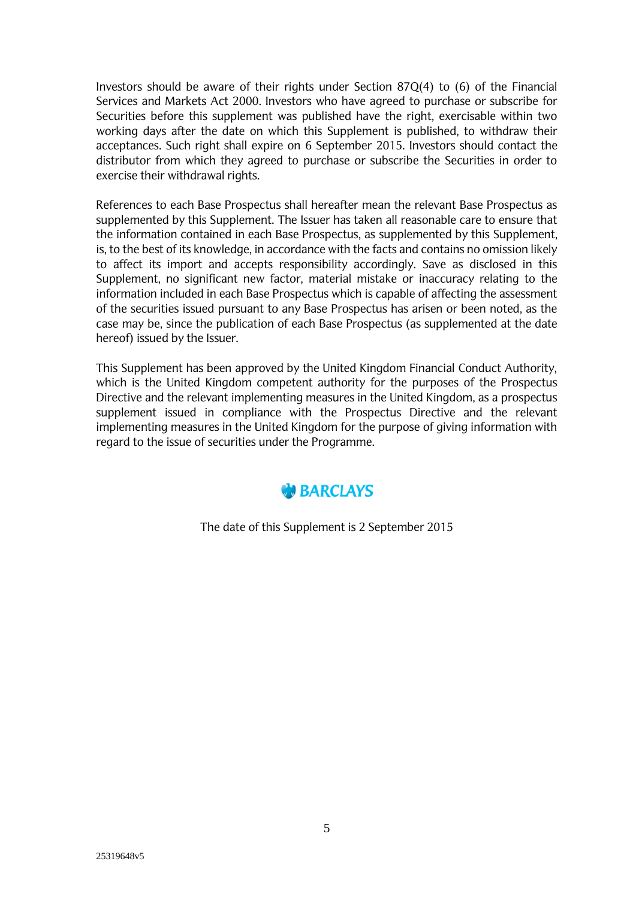Investors should be aware of their rights under Section 87Q(4) to (6) of the Financial Services and Markets Act 2000. Investors who have agreed to purchase or subscribe for Securities before this supplement was published have the right, exercisable within two working days after the date on which this Supplement is published, to withdraw their acceptances. Such right shall expire on 6 September 2015. Investors should contact the distributor from which they agreed to purchase or subscribe the Securities in order to exercise their withdrawal rights.

References to each Base Prospectus shall hereafter mean the relevant Base Prospectus as supplemented by this Supplement. The Issuer has taken all reasonable care to ensure that the information contained in each Base Prospectus, as supplemented by this Supplement, is, to the best of its knowledge, in accordance with the facts and contains no omission likely to affect its import and accepts responsibility accordingly. Save as disclosed in this Supplement, no significant new factor, material mistake or inaccuracy relating to the information included in each Base Prospectus which is capable of affecting the assessment of the securities issued pursuant to any Base Prospectus has arisen or been noted, as the case may be, since the publication of each Base Prospectus (as supplemented at the date hereof) issued by the Issuer.

This Supplement has been approved by the United Kingdom Financial Conduct Authority, which is the United Kingdom competent authority for the purposes of the Prospectus Directive and the relevant implementing measures in the United Kingdom, as a prospectus supplement issued in compliance with the Prospectus Directive and the relevant implementing measures in the United Kingdom for the purpose of giving information with regard to the issue of securities under the Programme.

BARCLAYS

The date of this Supplement is 2 September 2015

25319648v5